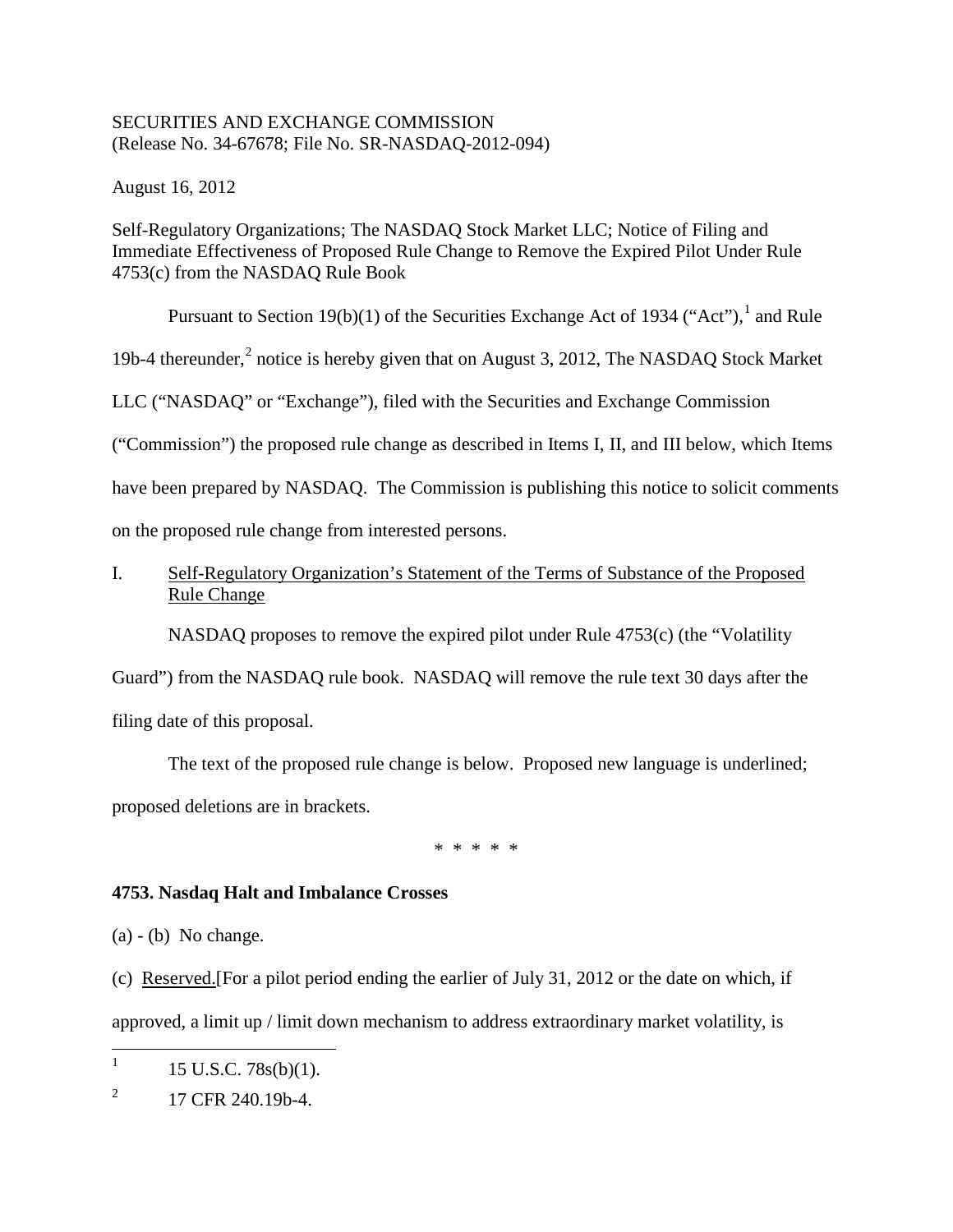SECURITIES AND EXCHANGE COMMISSION
(Release No. 34-67678; File No. SR-NASDAQ-2012-094)

August 16, 2012

Self-Regulatory Organizations; The NASDAQ Stock Market LLC; Notice of Filing and Immediate Effectiveness of Proposed Rule Change to Remove the Expired Pilot Under Rule 4753(c) from the NASDAQ Rule Book

Pursuant to Section 19(b)(1) of the Securities Exchange Act of 1934 ("Act"),[1] and Rule 19b-4 thereunder,[2] notice is hereby given that on August 3, 2012, The NASDAQ Stock Market LLC ("NASDAQ" or "Exchange"), filed with the Securities and Exchange Commission ("Commission") the proposed rule change as described in Items I, II, and III below, which Items have been prepared by NASDAQ. The Commission is publishing this notice to solicit comments on the proposed rule change from interested persons.

I. <u>Self-Regulatory Organization's Statement of the Terms of Substance of the Proposed Rule Change</u>

NASDAQ proposes to remove the expired pilot under Rule 4753(c) (the "Volatility Guard") from the NASDAQ rule book. NASDAQ will remove the rule text 30 days after the filing date of this proposal.

The text of the proposed rule change is below. Proposed new language is underlined; proposed deletions are in brackets.

\* \* \* \* \*

**4753. Nasdaq Halt and Imbalance Crosses**

(a) - (b) No change.

(c) <u>Reserved.</u>[For a pilot period ending the earlier of July 31, 2012 or the date on which, if approved, a limit up / limit down mechanism to address extraordinary market volatility, is

---

[1] 15 U.S.C. 78s(b)(1).

[2] 17 CFR 240.19b-4.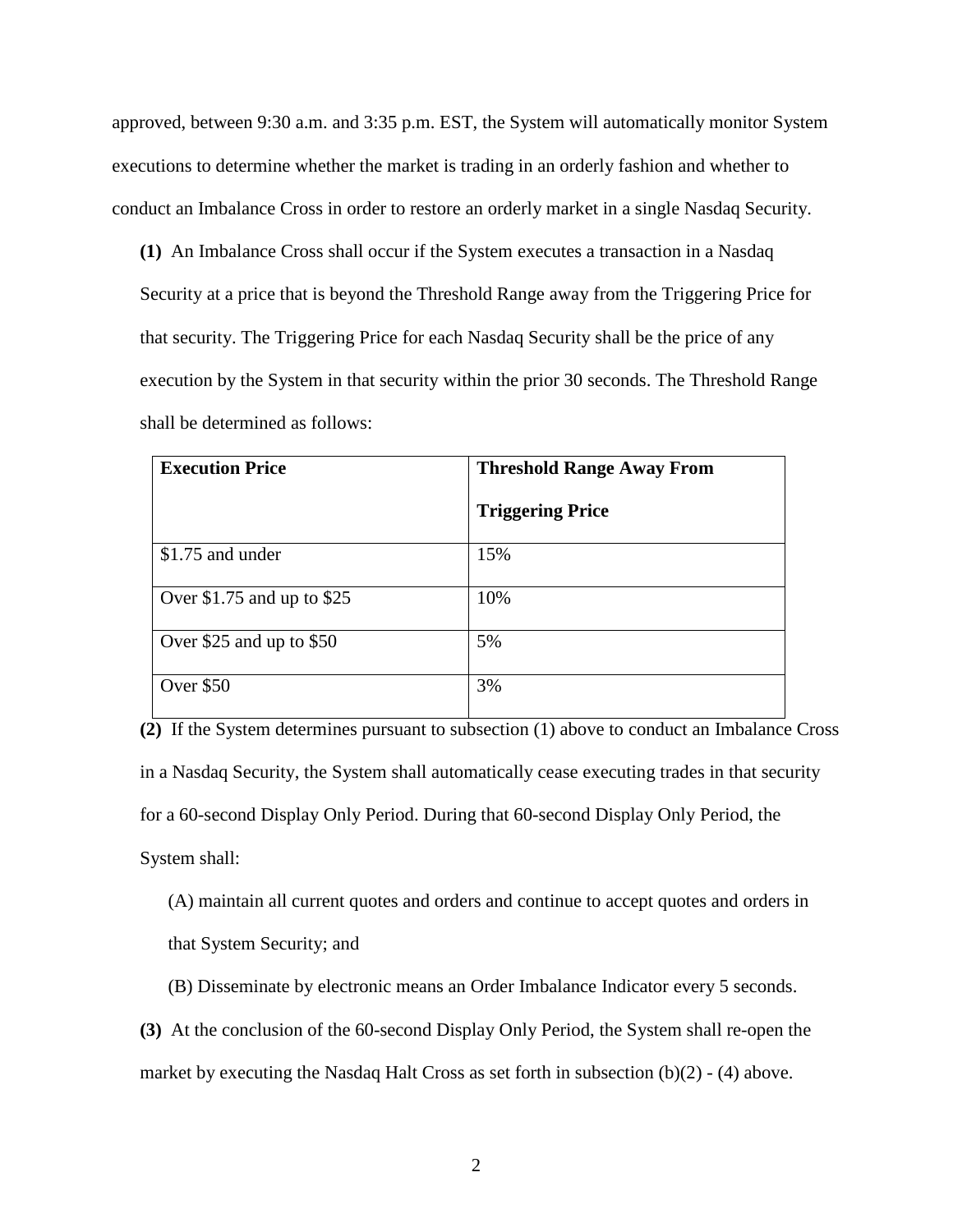approved, between 9:30 a.m. and 3:35 p.m. EST, the System will automatically monitor System executions to determine whether the market is trading in an orderly fashion and whether to conduct an Imbalance Cross in order to restore an orderly market in a single Nasdaq Security.

**(1)** An Imbalance Cross shall occur if the System executes a transaction in a Nasdaq Security at a price that is beyond the Threshold Range away from the Triggering Price for that security. The Triggering Price for each Nasdaq Security shall be the price of any execution by the System in that security within the prior 30 seconds. The Threshold Range shall be determined as follows:

| **Execution Price** | **Threshold Range Away From Triggering Price** |
|---|---|
| $1.75 and under | 15% |
| Over $1.75 and up to $25 | 10% |
| Over $25 and up to $50 | 5% |
| Over $50 | 3% |

**(2)** If the System determines pursuant to subsection (1) above to conduct an Imbalance Cross in a Nasdaq Security, the System shall automatically cease executing trades in that security for a 60-second Display Only Period. During that 60-second Display Only Period, the System shall:

(A) maintain all current quotes and orders and continue to accept quotes and orders in that System Security; and

(B) Disseminate by electronic means an Order Imbalance Indicator every 5 seconds.

**(3)** At the conclusion of the 60-second Display Only Period, the System shall re-open the market by executing the Nasdaq Halt Cross as set forth in subsection (b)(2) - (4) above.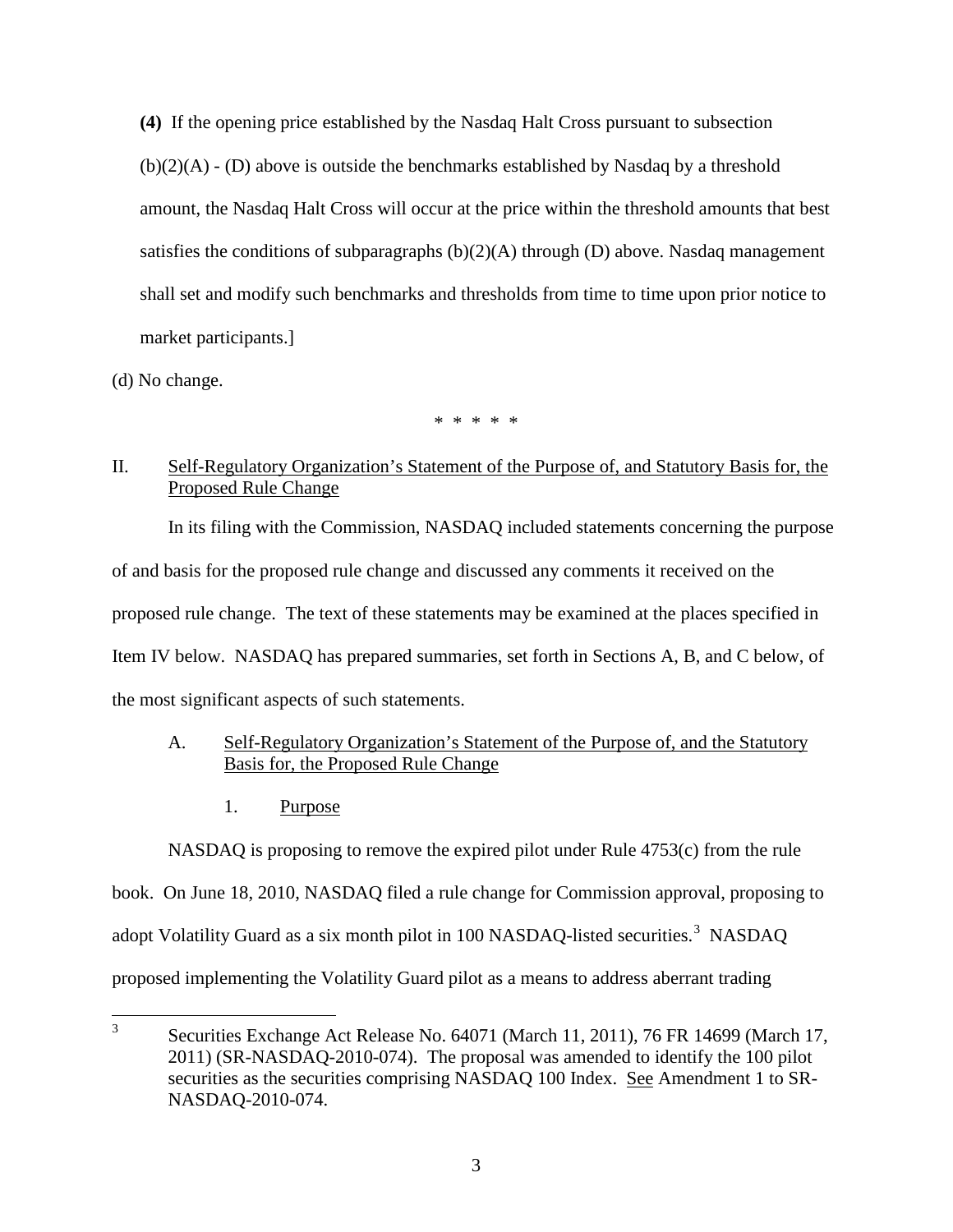**(4)** If the opening price established by the Nasdaq Halt Cross pursuant to subsection (b)(2)(A) - (D) above is outside the benchmarks established by Nasdaq by a threshold amount, the Nasdaq Halt Cross will occur at the price within the threshold amounts that best satisfies the conditions of subparagraphs (b)(2)(A) through (D) above. Nasdaq management shall set and modify such benchmarks and thresholds from time to time upon prior notice to market participants.]

(d) No change.

\* \* \* \* \*

II. Self-Regulatory Organization's Statement of the Purpose of, and Statutory Basis for, the Proposed Rule Change

In its filing with the Commission, NASDAQ included statements concerning the purpose of and basis for the proposed rule change and discussed any comments it received on the proposed rule change. The text of these statements may be examined at the places specified in Item IV below. NASDAQ has prepared summaries, set forth in Sections A, B, and C below, of the most significant aspects of such statements.

A. Self-Regulatory Organization's Statement of the Purpose of, and the Statutory Basis for, the Proposed Rule Change

1. Purpose

NASDAQ is proposing to remove the expired pilot under Rule 4753(c) from the rule book. On June 18, 2010, NASDAQ filed a rule change for Commission approval, proposing to adopt Volatility Guard as a six month pilot in 100 NASDAQ-listed securities.[3] NASDAQ proposed implementing the Volatility Guard pilot as a means to address aberrant trading

[3] Securities Exchange Act Release No. 64071 (March 11, 2011), 76 FR 14699 (March 17, 2011) (SR-NASDAQ-2010-074). The proposal was amended to identify the 100 pilot securities as the securities comprising NASDAQ 100 Index. See Amendment 1 to SR-NASDAQ-2010-074.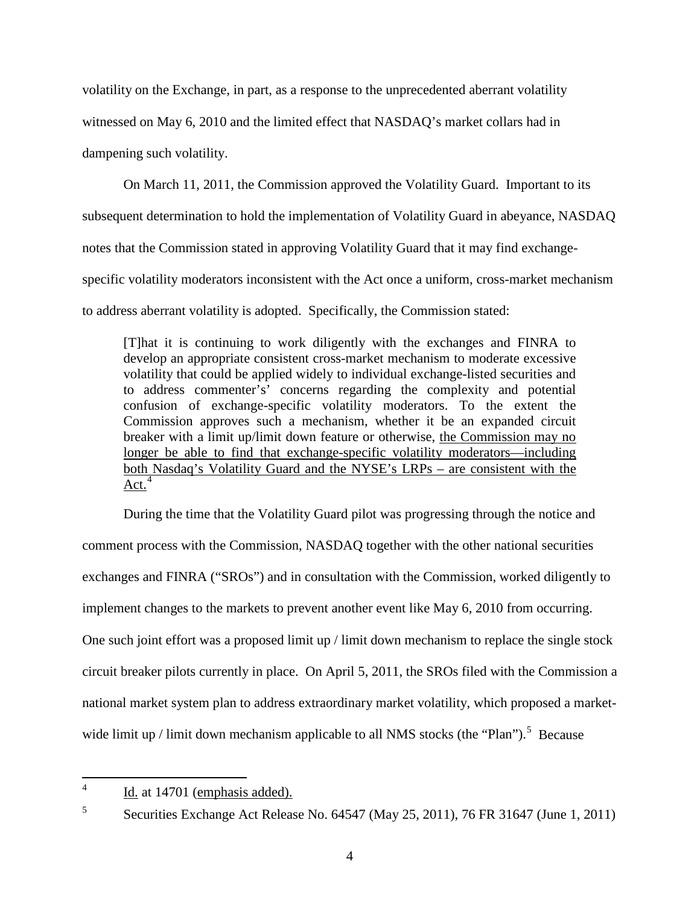volatility on the Exchange, in part, as a response to the unprecedented aberrant volatility witnessed on May 6, 2010 and the limited effect that NASDAQ's market collars had in dampening such volatility.

On March 11, 2011, the Commission approved the Volatility Guard. Important to its subsequent determination to hold the implementation of Volatility Guard in abeyance, NASDAQ notes that the Commission stated in approving Volatility Guard that it may find exchange-specific volatility moderators inconsistent with the Act once a uniform, cross-market mechanism to address aberrant volatility is adopted. Specifically, the Commission stated:

> [T]hat it is continuing to work diligently with the exchanges and FINRA to develop an appropriate consistent cross-market mechanism to moderate excessive volatility that could be applied widely to individual exchange-listed securities and to address commenter's' concerns regarding the complexity and potential confusion of exchange-specific volatility moderators. To the extent the Commission approves such a mechanism, whether it be an expanded circuit breaker with a limit up/limit down feature or otherwise, <u>the Commission may no longer be able to find that exchange-specific volatility moderators—including both Nasdaq's Volatility Guard and the NYSE's LRPs – are consistent with the Act.</u>[4]

During the time that the Volatility Guard pilot was progressing through the notice and comment process with the Commission, NASDAQ together with the other national securities exchanges and FINRA ("SROs") and in consultation with the Commission, worked diligently to implement changes to the markets to prevent another event like May 6, 2010 from occurring. One such joint effort was a proposed limit up / limit down mechanism to replace the single stock circuit breaker pilots currently in place. On April 5, 2011, the SROs filed with the Commission a national market system plan to address extraordinary market volatility, which proposed a market-wide limit up / limit down mechanism applicable to all NMS stocks (the "Plan").[5] Because

---

[4] <u>Id.</u> at 14701 (<u>emphasis added).</u>

[5] Securities Exchange Act Release No. 64547 (May 25, 2011), 76 FR 31647 (June 1, 2011)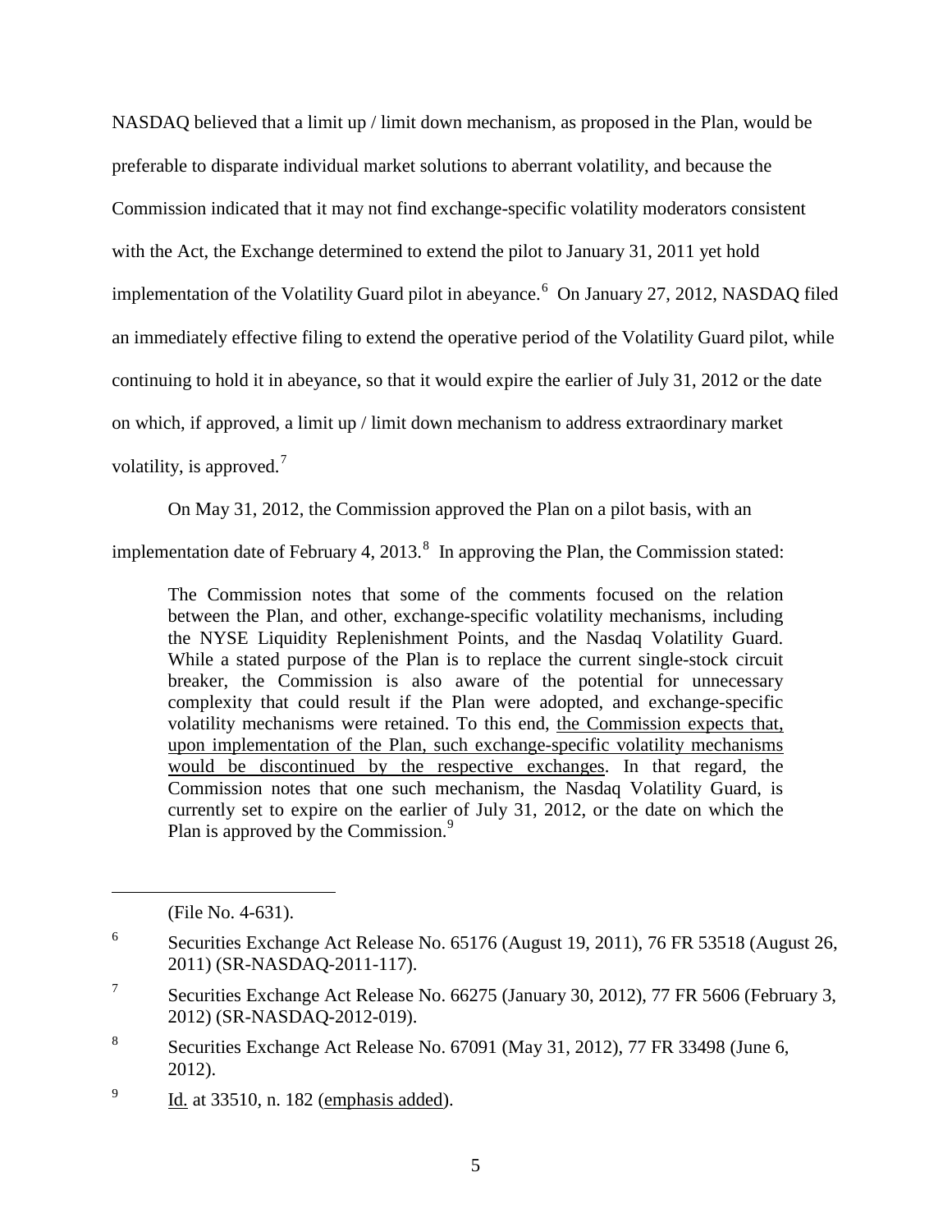NASDAQ believed that a limit up / limit down mechanism, as proposed in the Plan, would be preferable to disparate individual market solutions to aberrant volatility, and because the Commission indicated that it may not find exchange-specific volatility moderators consistent with the Act, the Exchange determined to extend the pilot to January 31, 2011 yet hold implementation of the Volatility Guard pilot in abeyance.[6] On January 27, 2012, NASDAQ filed an immediately effective filing to extend the operative period of the Volatility Guard pilot, while continuing to hold it in abeyance, so that it would expire the earlier of July 31, 2012 or the date on which, if approved, a limit up / limit down mechanism to address extraordinary market volatility, is approved.[7]

On May 31, 2012, the Commission approved the Plan on a pilot basis, with an implementation date of February 4, 2013.[8] In approving the Plan, the Commission stated:

> The Commission notes that some of the comments focused on the relation between the Plan, and other, exchange-specific volatility mechanisms, including the NYSE Liquidity Replenishment Points, and the Nasdaq Volatility Guard. While a stated purpose of the Plan is to replace the current single-stock circuit breaker, the Commission is also aware of the potential for unnecessary complexity that could result if the Plan were adopted, and exchange-specific volatility mechanisms were retained. To this end, <u>the Commission expects that, upon implementation of the Plan, such exchange-specific volatility mechanisms would be discontinued by the respective exchanges</u>. In that regard, the Commission notes that one such mechanism, the Nasdaq Volatility Guard, is currently set to expire on the earlier of July 31, 2012, or the date on which the Plan is approved by the Commission.[9]

---

(File No. 4-631).

[6] Securities Exchange Act Release No. 65176 (August 19, 2011), 76 FR 53518 (August 26, 2011) (SR-NASDAQ-2011-117).

[7] Securities Exchange Act Release No. 66275 (January 30, 2012), 77 FR 5606 (February 3, 2012) (SR-NASDAQ-2012-019).

[8] Securities Exchange Act Release No. 67091 (May 31, 2012), 77 FR 33498 (June 6, 2012).

[9] <u>Id.</u> at 33510, n. 182 (<u>emphasis added</u>).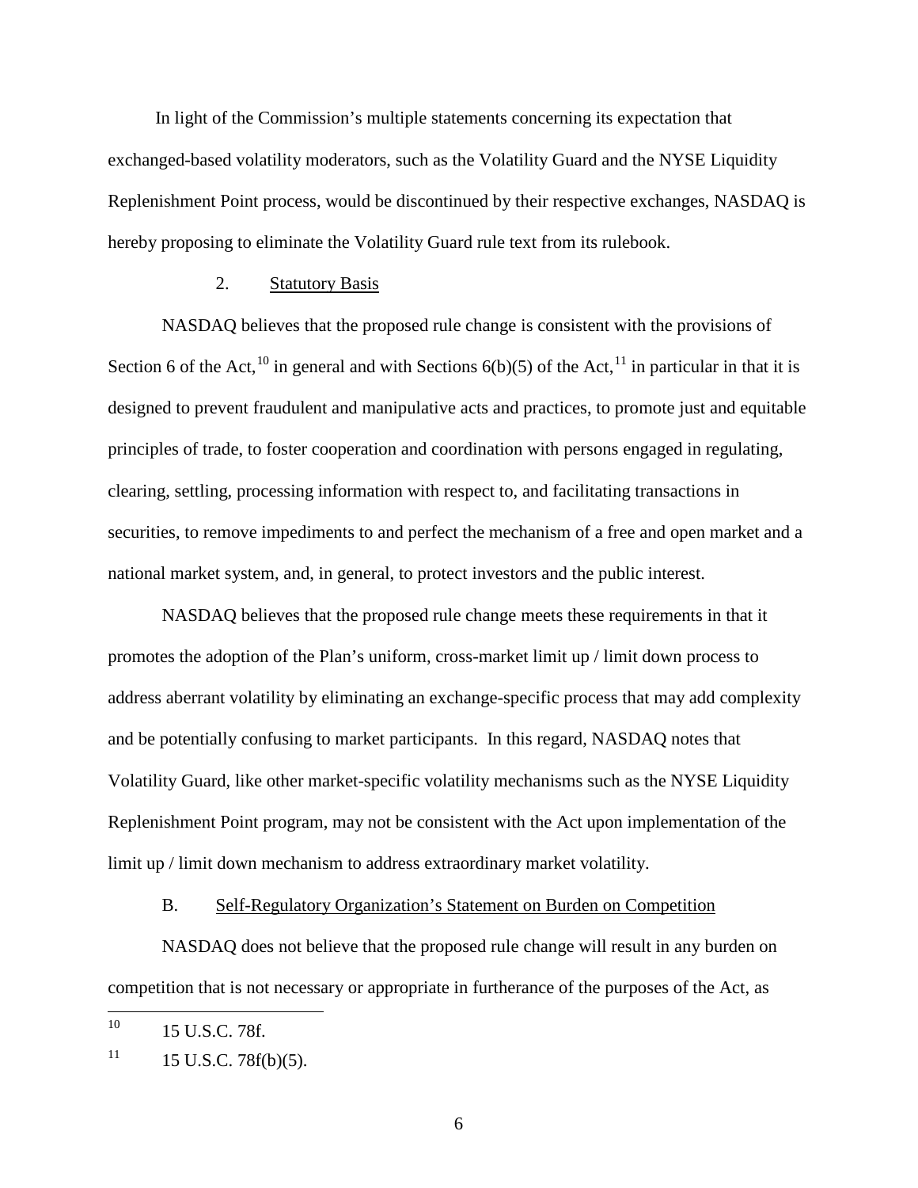In light of the Commission's multiple statements concerning its expectation that exchanged-based volatility moderators, such as the Volatility Guard and the NYSE Liquidity Replenishment Point process, would be discontinued by their respective exchanges, NASDAQ is hereby proposing to eliminate the Volatility Guard rule text from its rulebook.

2. Statutory Basis

NASDAQ believes that the proposed rule change is consistent with the provisions of Section 6 of the Act,[10] in general and with Sections 6(b)(5) of the Act,[11] in particular in that it is designed to prevent fraudulent and manipulative acts and practices, to promote just and equitable principles of trade, to foster cooperation and coordination with persons engaged in regulating, clearing, settling, processing information with respect to, and facilitating transactions in securities, to remove impediments to and perfect the mechanism of a free and open market and a national market system, and, in general, to protect investors and the public interest.

NASDAQ believes that the proposed rule change meets these requirements in that it promotes the adoption of the Plan's uniform, cross-market limit up / limit down process to address aberrant volatility by eliminating an exchange-specific process that may add complexity and be potentially confusing to market participants. In this regard, NASDAQ notes that Volatility Guard, like other market-specific volatility mechanisms such as the NYSE Liquidity Replenishment Point program, may not be consistent with the Act upon implementation of the limit up / limit down mechanism to address extraordinary market volatility.

B. Self-Regulatory Organization's Statement on Burden on Competition

NASDAQ does not believe that the proposed rule change will result in any burden on competition that is not necessary or appropriate in furtherance of the purposes of the Act, as

---

[10] 15 U.S.C. 78f.

[11] 15 U.S.C. 78f(b)(5).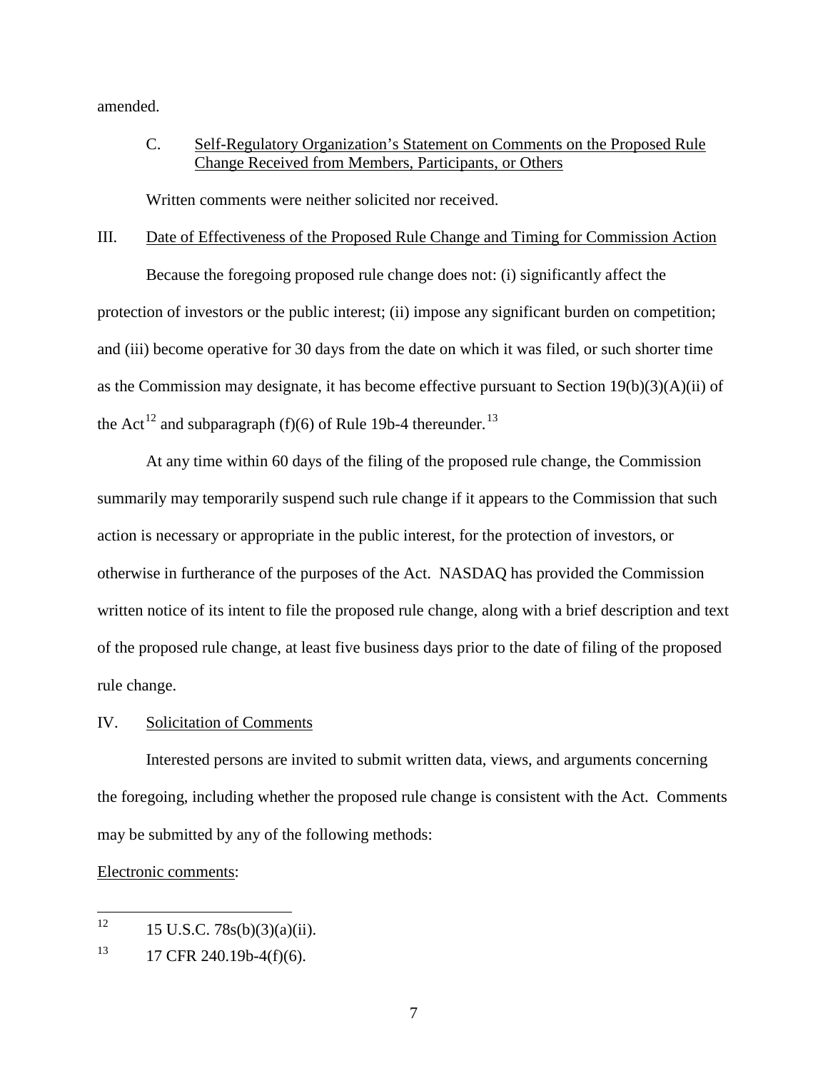amended.

C. Self-Regulatory Organization's Statement on Comments on the Proposed Rule Change Received from Members, Participants, or Others

Written comments were neither solicited nor received.

## III. Date of Effectiveness of the Proposed Rule Change and Timing for Commission Action

Because the foregoing proposed rule change does not: (i) significantly affect the protection of investors or the public interest; (ii) impose any significant burden on competition; and (iii) become operative for 30 days from the date on which it was filed, or such shorter time as the Commission may designate, it has become effective pursuant to Section 19(b)(3)(A)(ii) of the Act[12] and subparagraph (f)(6) of Rule 19b-4 thereunder.[13]

At any time within 60 days of the filing of the proposed rule change, the Commission summarily may temporarily suspend such rule change if it appears to the Commission that such action is necessary or appropriate in the public interest, for the protection of investors, or otherwise in furtherance of the purposes of the Act. NASDAQ has provided the Commission written notice of its intent to file the proposed rule change, along with a brief description and text of the proposed rule change, at least five business days prior to the date of filing of the proposed rule change.

## IV. Solicitation of Comments

Interested persons are invited to submit written data, views, and arguments concerning the foregoing, including whether the proposed rule change is consistent with the Act. Comments may be submitted by any of the following methods:

Electronic comments:

---

[12] 15 U.S.C. 78s(b)(3)(a)(ii).

[13] 17 CFR 240.19b-4(f)(6).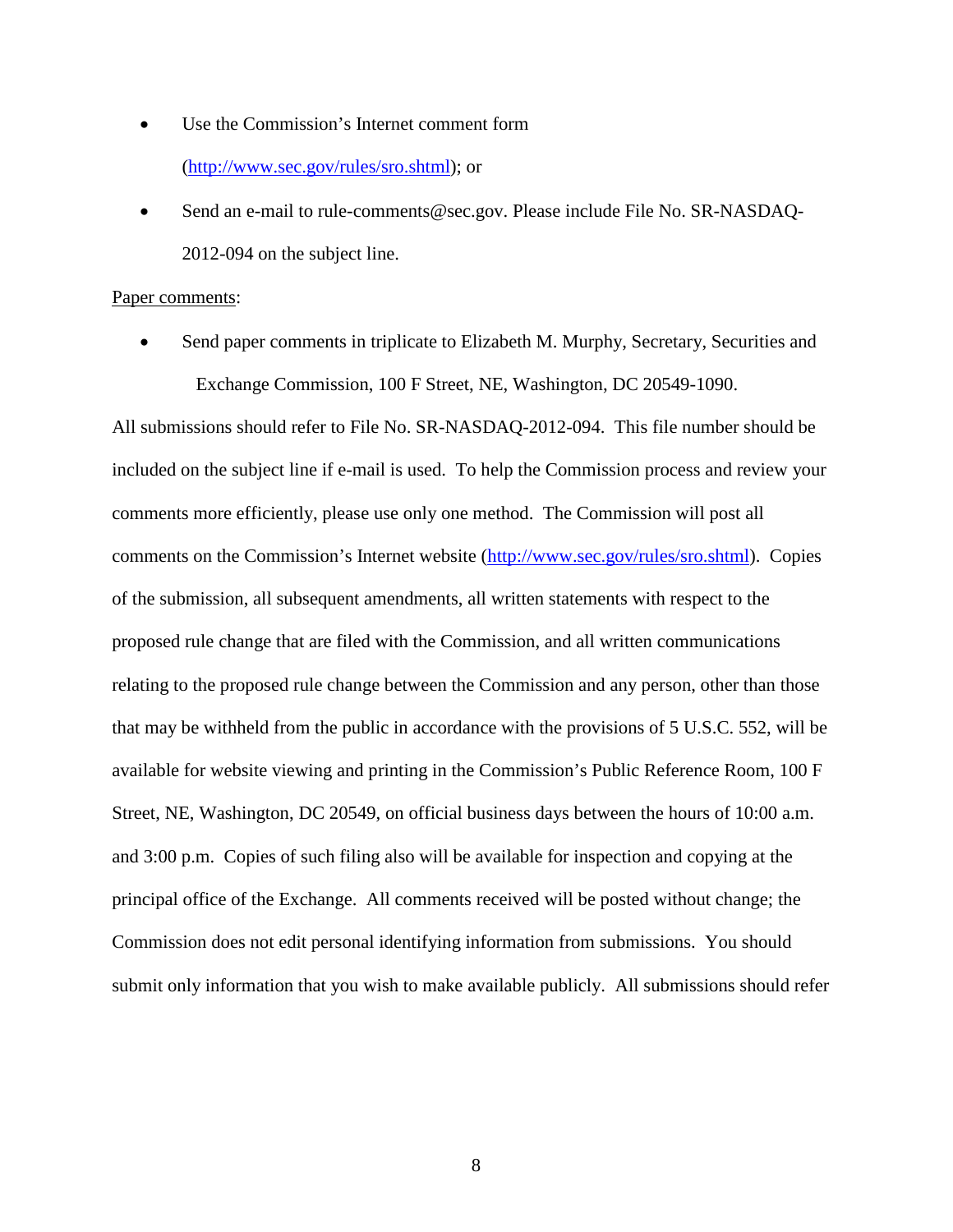- Use the Commission's Internet comment form (http://www.sec.gov/rules/sro.shtml); or
- Send an e-mail to rule-comments@sec.gov. Please include File No. SR-NASDAQ-2012-094 on the subject line.

Paper comments:

- Send paper comments in triplicate to Elizabeth M. Murphy, Secretary, Securities and Exchange Commission, 100 F Street, NE, Washington, DC 20549-1090.

All submissions should refer to File No. SR-NASDAQ-2012-094. This file number should be included on the subject line if e-mail is used. To help the Commission process and review your comments more efficiently, please use only one method. The Commission will post all comments on the Commission's Internet website (http://www.sec.gov/rules/sro.shtml). Copies of the submission, all subsequent amendments, all written statements with respect to the proposed rule change that are filed with the Commission, and all written communications relating to the proposed rule change between the Commission and any person, other than those that may be withheld from the public in accordance with the provisions of 5 U.S.C. 552, will be available for website viewing and printing in the Commission's Public Reference Room, 100 F Street, NE, Washington, DC 20549, on official business days between the hours of 10:00 a.m. and 3:00 p.m. Copies of such filing also will be available for inspection and copying at the principal office of the Exchange. All comments received will be posted without change; the Commission does not edit personal identifying information from submissions. You should submit only information that you wish to make available publicly. All submissions should refer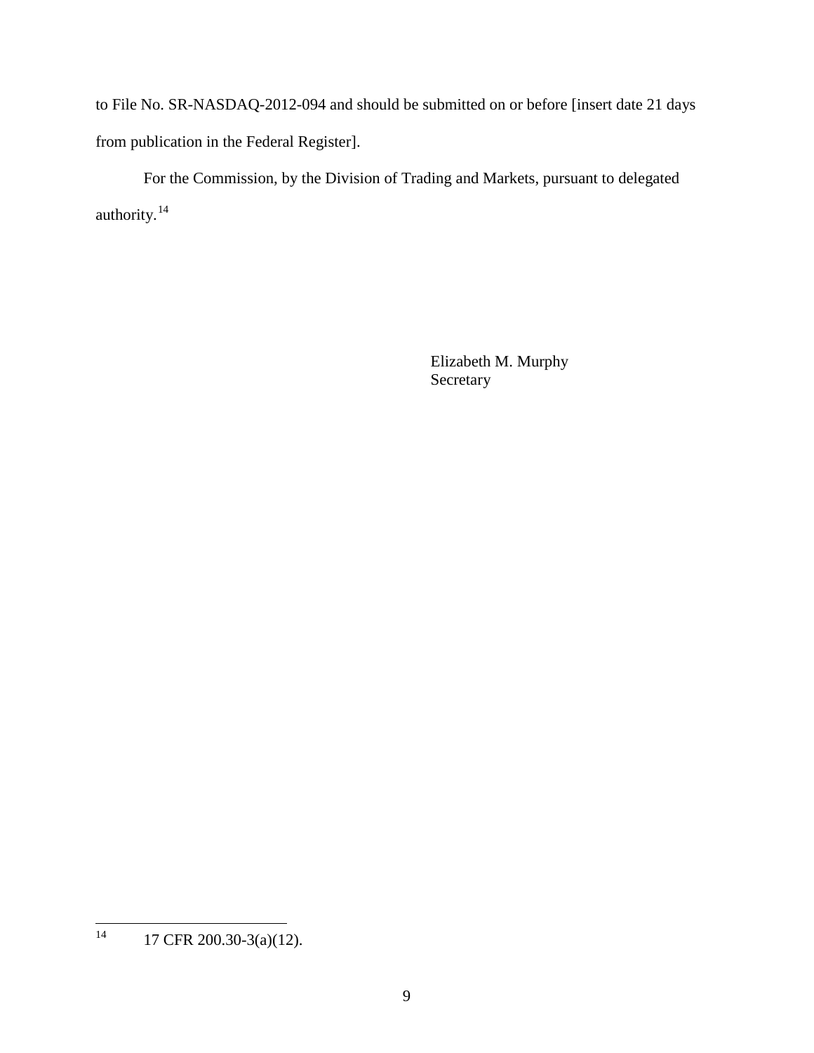to File No. SR-NASDAQ-2012-094 and should be submitted on or before [insert date 21 days from publication in the Federal Register].

For the Commission, by the Division of Trading and Markets, pursuant to delegated authority.[14]

Elizabeth M. Murphy
Secretary

---

[14] 17 CFR 200.30-3(a)(12).